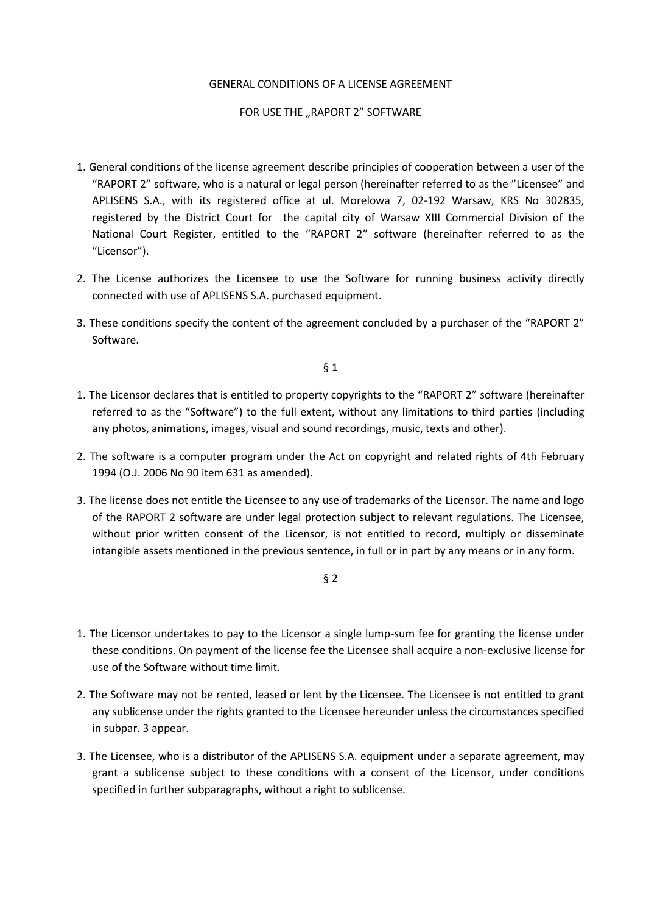GENERAL CONDITIONS OF A LICENSE AGREEMENT

FOR USE THE „RAPORT 2" SOFTWARE

1. General conditions of the license agreement describe principles of cooperation between a user of the "RAPORT 2" software, who is a natural or legal person (hereinafter referred to as the "Licensee" and APLISENS S.A., with its registered office at ul. Morelowa 7, 02-192 Warsaw, KRS No 302835, registered by the District Court for the capital city of Warsaw XIII Commercial Division of the National Court Register, entitled to the "RAPORT 2" software (hereinafter referred to as the "Licensor").
2. The License authorizes the Licensee to use the Software for running business activity directly connected with use of APLISENS S.A. purchased equipment.
3. These conditions specify the content of the agreement concluded by a purchaser of the "RAPORT 2" Software.

§ 1

1. The Licensor declares that is entitled to property copyrights to the "RAPORT 2" software (hereinafter referred to as the "Software") to the full extent, without any limitations to third parties (including any photos, animations, images, visual and sound recordings, music, texts and other).
2. The software is a computer program under the Act on copyright and related rights of 4th February 1994 (O.J. 2006 No 90 item 631 as amended).
3. The license does not entitle the Licensee to any use of trademarks of the Licensor. The name and logo of the RAPORT 2 software are under legal protection subject to relevant regulations. The Licensee, without prior written consent of the Licensor, is not entitled to record, multiply or disseminate intangible assets mentioned in the previous sentence, in full or in part by any means or in any form.

§ 2

1. The Licensor undertakes to pay to the Licensor a single lump-sum fee for granting the license under these conditions. On payment of the license fee the Licensee shall acquire a non-exclusive license for use of the Software without time limit.
2. The Software may not be rented, leased or lent by the Licensee. The Licensee is not entitled to grant any sublicense under the rights granted to the Licensee hereunder unless the circumstances specified in subpar. 3 appear.
3. The Licensee, who is a distributor of the APLISENS S.A. equipment under a separate agreement, may grant a sublicense subject to these conditions with a consent of the Licensor, under conditions specified in further subparagraphs, without a right to sublicense.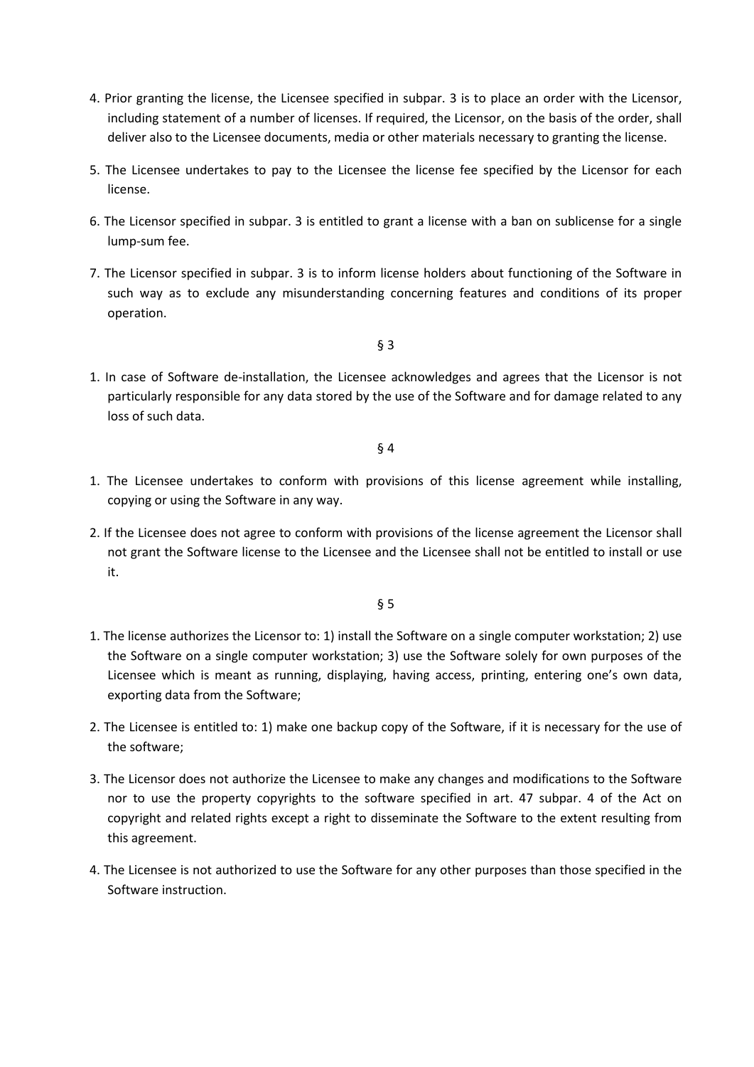4. Prior granting the license, the Licensee specified in subpar. 3 is to place an order with the Licensor, including statement of a number of licenses. If required, the Licensor, on the basis of the order, shall deliver also to the Licensee documents, media or other materials necessary to granting the license.
5. The Licensee undertakes to pay to the Licensee the license fee specified by the Licensor for each license.
6. The Licensor specified in subpar. 3 is entitled to grant a license with a ban on sublicense for a single lump-sum fee.
7. The Licensor specified in subpar. 3 is to inform license holders about functioning of the Software in such way as to exclude any misunderstanding concerning features and conditions of its proper operation.

§ 3

1. In case of Software de-installation, the Licensee acknowledges and agrees that the Licensor is not particularly responsible for any data stored by the use of the Software and for damage related to any loss of such data.

§ 4

1. The Licensee undertakes to conform with provisions of this license agreement while installing, copying or using the Software in any way.
2. If the Licensee does not agree to conform with provisions of the license agreement the Licensor shall not grant the Software license to the Licensee and the Licensee shall not be entitled to install or use it.

§ 5

1. The license authorizes the Licensor to: 1) install the Software on a single computer workstation; 2) use the Software on a single computer workstation; 3) use the Software solely for own purposes of the Licensee which is meant as running, displaying, having access, printing, entering one's own data, exporting data from the Software;
2. The Licensee is entitled to: 1) make one backup copy of the Software, if it is necessary for the use of the software;
3. The Licensor does not authorize the Licensee to make any changes and modifications to the Software nor to use the property copyrights to the software specified in art. 47 subpar. 4 of the Act on copyright and related rights except a right to disseminate the Software to the extent resulting from this agreement.
4. The Licensee is not authorized to use the Software for any other purposes than those specified in the Software instruction.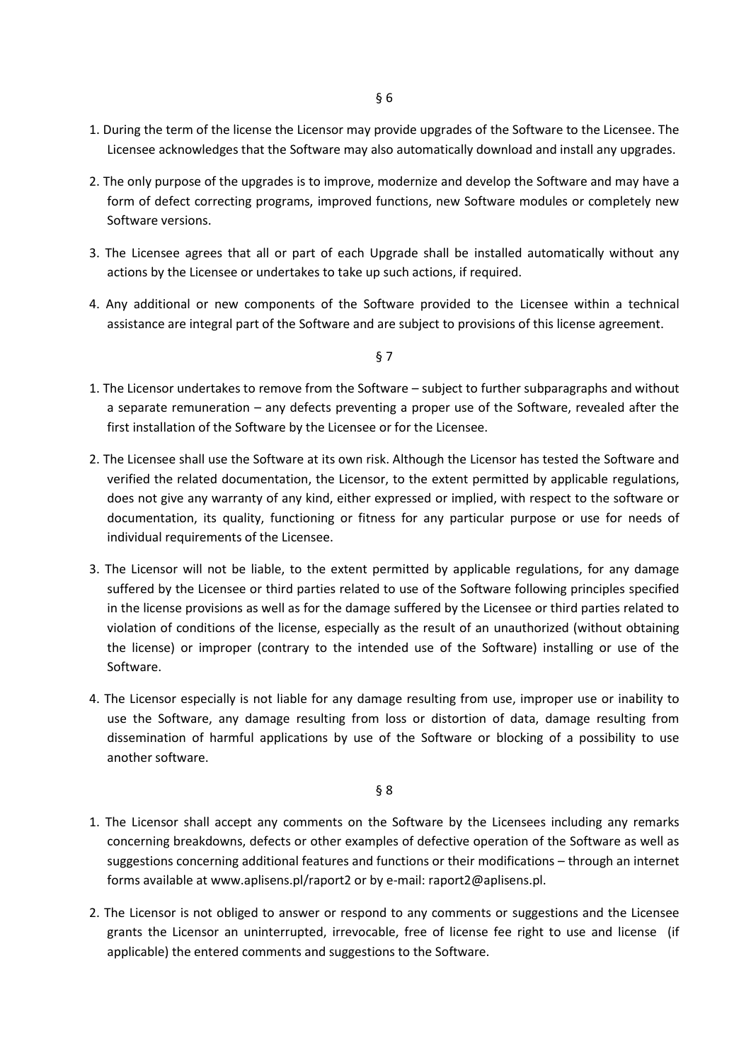§ 6

1. During the term of the license the Licensor may provide upgrades of the Software to the Licensee. The Licensee acknowledges that the Software may also automatically download and install any upgrades.

2. The only purpose of the upgrades is to improve, modernize and develop the Software and may have a form of defect correcting programs, improved functions, new Software modules or completely new Software versions.

3. The Licensee agrees that all or part of each Upgrade shall be installed automatically without any actions by the Licensee or undertakes to take up such actions, if required.

4. Any additional or new components of the Software provided to the Licensee within a technical assistance are integral part of the Software and are subject to provisions of this license agreement.

§ 7

1. The Licensor undertakes to remove from the Software – subject to further subparagraphs and without a separate remuneration – any defects preventing a proper use of the Software, revealed after the first installation of the Software by the Licensee or for the Licensee.

2. The Licensee shall use the Software at its own risk. Although the Licensor has tested the Software and verified the related documentation, the Licensor, to the extent permitted by applicable regulations, does not give any warranty of any kind, either expressed or implied, with respect to the software or documentation, its quality, functioning or fitness for any particular purpose or use for needs of individual requirements of the Licensee.

3. The Licensor will not be liable, to the extent permitted by applicable regulations, for any damage suffered by the Licensee or third parties related to use of the Software following principles specified in the license provisions as well as for the damage suffered by the Licensee or third parties related to violation of conditions of the license, especially as the result of an unauthorized (without obtaining the license) or improper (contrary to the intended use of the Software) installing or use of the Software.

4. The Licensor especially is not liable for any damage resulting from use, improper use or inability to use the Software, any damage resulting from loss or distortion of data, damage resulting from dissemination of harmful applications by use of the Software or blocking of a possibility to use another software.

§ 8

1. The Licensor shall accept any comments on the Software by the Licensees including any remarks concerning breakdowns, defects or other examples of defective operation of the Software as well as suggestions concerning additional features and functions or their modifications – through an internet forms available at www.aplisens.pl/raport2 or by e-mail: raport2@aplisens.pl.

2. The Licensor is not obliged to answer or respond to any comments or suggestions and the Licensee grants the Licensor an uninterrupted, irrevocable, free of license fee right to use and license (if applicable) the entered comments and suggestions to the Software.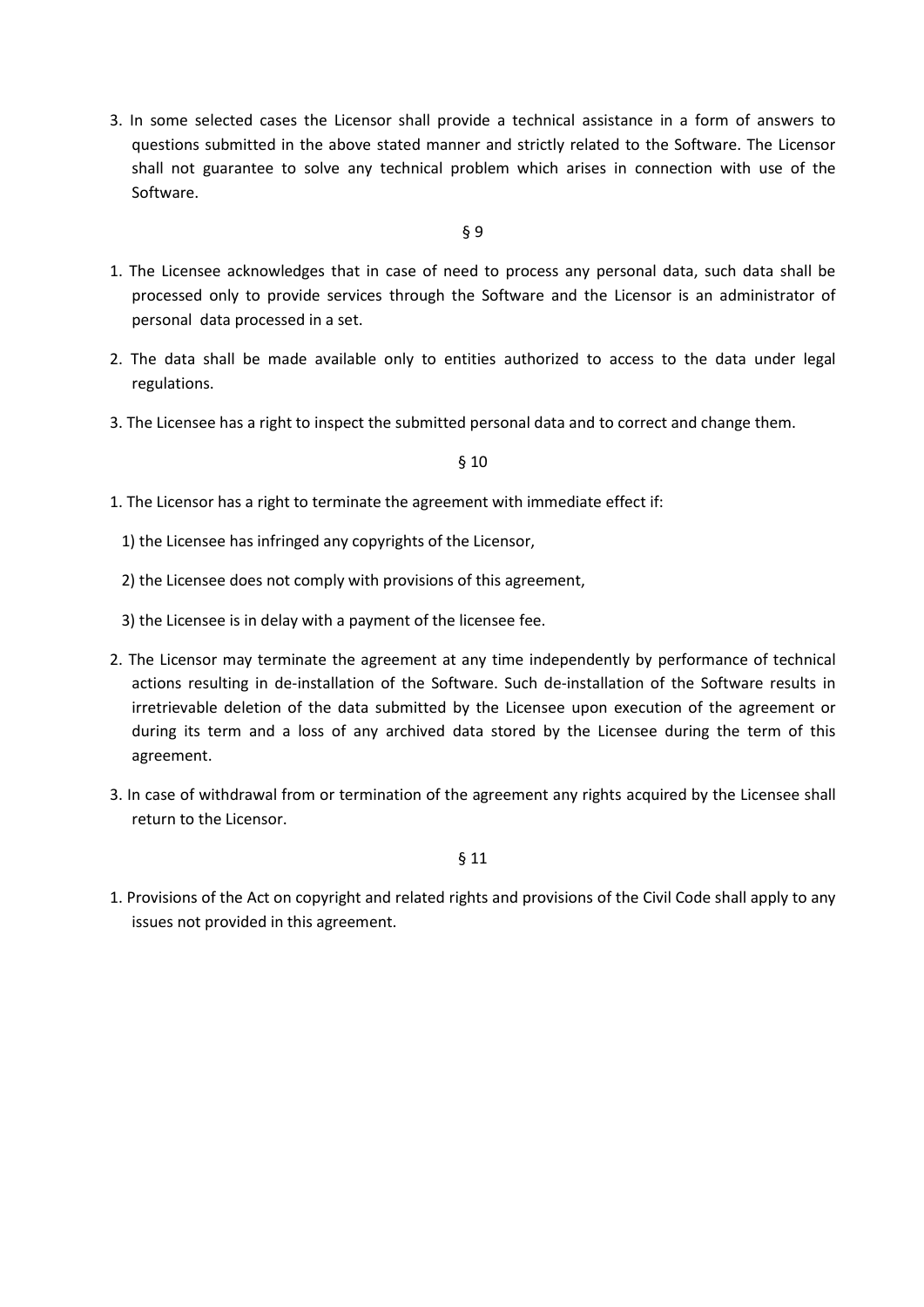3. In some selected cases the Licensor shall provide a technical assistance in a form of answers to questions submitted in the above stated manner and strictly related to the Software. The Licensor shall not guarantee to solve any technical problem which arises in connection with use of the Software.

§ 9

1. The Licensee acknowledges that in case of need to process any personal data, such data shall be processed only to provide services through the Software and the Licensor is an administrator of personal data processed in a set.
2. The data shall be made available only to entities authorized to access to the data under legal regulations.
3. The Licensee has a right to inspect the submitted personal data and to correct and change them.

§ 10

1. The Licensor has a right to terminate the agreement with immediate effect if:

   1) the Licensee has infringed any copyrights of the Licensor,

   2) the Licensee does not comply with provisions of this agreement,

   3) the Licensee is in delay with a payment of the licensee fee.

2. The Licensor may terminate the agreement at any time independently by performance of technical actions resulting in de-installation of the Software. Such de-installation of the Software results in irretrievable deletion of the data submitted by the Licensee upon execution of the agreement or during its term and a loss of any archived data stored by the Licensee during the term of this agreement.
3. In case of withdrawal from or termination of the agreement any rights acquired by the Licensee shall return to the Licensor.

§ 11

1. Provisions of the Act on copyright and related rights and provisions of the Civil Code shall apply to any issues not provided in this agreement.